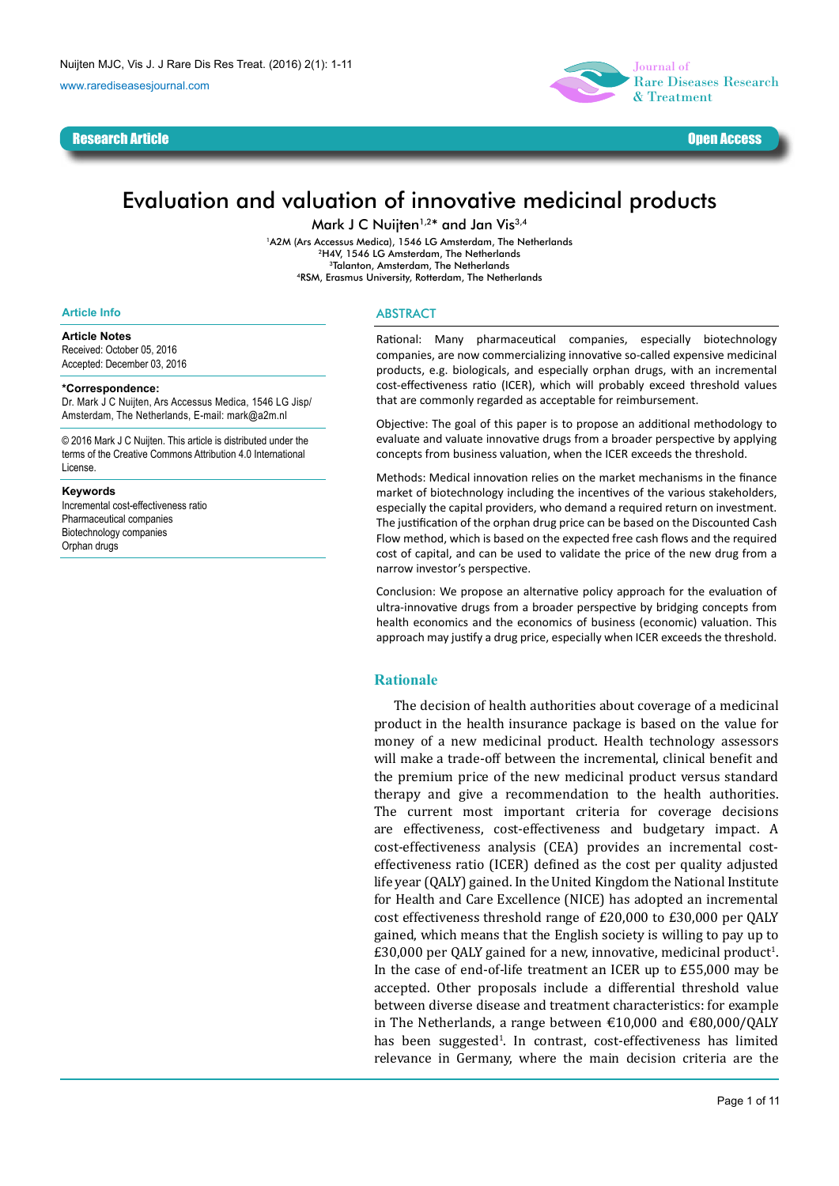Research Article

Open Access

# Evaluation and valuation of innovative medicinal products

Mark J C Nuijten[1,2]* and Jan Vis[3,4]

[1]A2M (Ars Accessus Medica), 1546 LG Amsterdam, The Netherlands
[2]H4V, 1546 LG Amsterdam, The Netherlands
[3]Talanton, Amsterdam, The Netherlands
[4]RSM, Erasmus University, Rotterdam, The Netherlands

### Article Info

**Article Notes**
Received: October 05, 2016
Accepted: December 03, 2016

***Correspondence:**
Dr. Mark J C Nuijten, Ars Accessus Medica, 1546 LG Jisp/Amsterdam, The Netherlands, E-mail: mark@a2m.nl

© 2016 Mark J C Nuijten. This article is distributed under the terms of the Creative Commons Attribution 4.0 International License.

**Keywords**
Incremental cost-effectiveness ratio
Pharmaceutical companies
Biotechnology companies
Orphan drugs

### ABSTRACT

Rational: Many pharmaceutical companies, especially biotechnology companies, are now commercializing innovative so-called expensive medicinal products, e.g. biologicals, and especially orphan drugs, with an incremental cost-effectiveness ratio (ICER), which will probably exceed threshold values that are commonly regarded as acceptable for reimbursement.

Objective: The goal of this paper is to propose an additional methodology to evaluate and valuate innovative drugs from a broader perspective by applying concepts from business valuation, when the ICER exceeds the threshold.

Methods: Medical innovation relies on the market mechanisms in the finance market of biotechnology including the incentives of the various stakeholders, especially the capital providers, who demand a required return on investment. The justification of the orphan drug price can be based on the Discounted Cash Flow method, which is based on the expected free cash flows and the required cost of capital, and can be used to validate the price of the new drug from a narrow investor's perspective.

Conclusion: We propose an alternative policy approach for the evaluation of ultra-innovative drugs from a broader perspective by bridging concepts from health economics and the economics of business (economic) valuation. This approach may justify a drug price, especially when ICER exceeds the threshold.

## Rationale

The decision of health authorities about coverage of a medicinal product in the health insurance package is based on the value for money of a new medicinal product. Health technology assessors will make a trade-off between the incremental, clinical benefit and the premium price of the new medicinal product versus standard therapy and give a recommendation to the health authorities. The current most important criteria for coverage decisions are effectiveness, cost-effectiveness and budgetary impact. A cost-effectiveness analysis (CEA) provides an incremental cost-effectiveness ratio (ICER) defined as the cost per quality adjusted life year (QALY) gained. In the United Kingdom the National Institute for Health and Care Excellence (NICE) has adopted an incremental cost effectiveness threshold range of £20,000 to £30,000 per QALY gained, which means that the English society is willing to pay up to £30,000 per QALY gained for a new, innovative, medicinal product[1]. In the case of end-of-life treatment an ICER up to £55,000 may be accepted. Other proposals include a differential threshold value between diverse disease and treatment characteristics: for example in The Netherlands, a range between €10,000 and €80,000/QALY has been suggested[1]. In contrast, cost-effectiveness has limited relevance in Germany, where the main decision criteria are the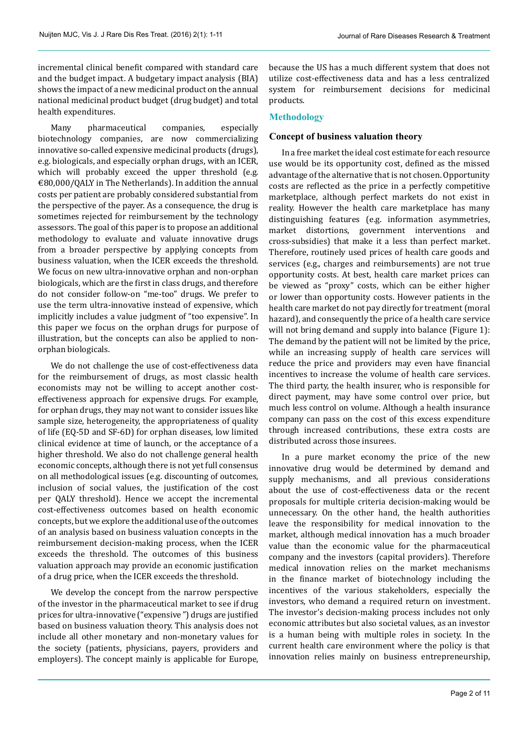incremental clinical benefit compared with standard care and the budget impact. A budgetary impact analysis (BIA) shows the impact of a new medicinal product on the annual national medicinal product budget (drug budget) and total health expenditures.

Many pharmaceutical companies, especially biotechnology companies, are now commercializing innovative so-called expensive medicinal products (drugs), e.g. biologicals, and especially orphan drugs, with an ICER, which will probably exceed the upper threshold (e.g. €80,000/QALY in The Netherlands). In addition the annual costs per patient are probably considered substantial from the perspective of the payer. As a consequence, the drug is sometimes rejected for reimbursement by the technology assessors. The goal of this paper is to propose an additional methodology to evaluate and valuate innovative drugs from a broader perspective by applying concepts from business valuation, when the ICER exceeds the threshold. We focus on new ultra-innovative orphan and non-orphan biologicals, which are the first in class drugs, and therefore do not consider follow-on "me-too" drugs. We prefer to use the term ultra-innovative instead of expensive, which implicitly includes a value judgment of "too expensive". In this paper we focus on the orphan drugs for purpose of illustration, but the concepts can also be applied to non-orphan biologicals.

We do not challenge the use of cost-effectiveness data for the reimbursement of drugs, as most classic health economists may not be willing to accept another cost-effectiveness approach for expensive drugs. For example, for orphan drugs, they may not want to consider issues like sample size, heterogeneity, the appropriateness of quality of life (EQ-5D and SF-6D) for orphan diseases, low limited clinical evidence at time of launch, or the acceptance of a higher threshold. We also do not challenge general health economic concepts, although there is not yet full consensus on all methodological issues (e.g. discounting of outcomes, inclusion of social values, the justification of the cost per QALY threshold). Hence we accept the incremental cost-effectiveness outcomes based on health economic concepts, but we explore the additional use of the outcomes of an analysis based on business valuation concepts in the reimbursement decision-making process, when the ICER exceeds the threshold. The outcomes of this business valuation approach may provide an economic justification of a drug price, when the ICER exceeds the threshold.

We develop the concept from the narrow perspective of the investor in the pharmaceutical market to see if drug prices for ultra-innovative ("expensive ") drugs are justified based on business valuation theory. This analysis does not include all other monetary and non-monetary values for the society (patients, physicians, payers, providers and employers). The concept mainly is applicable for Europe, because the US has a much different system that does not utilize cost-effectiveness data and has a less centralized system for reimbursement decisions for medicinal products.

## Methodology

### Concept of business valuation theory

In a free market the ideal cost estimate for each resource use would be its opportunity cost, defined as the missed advantage of the alternative that is not chosen. Opportunity costs are reflected as the price in a perfectly competitive marketplace, although perfect markets do not exist in reality. However the health care marketplace has many distinguishing features (e.g. information asymmetries, market distortions, government interventions and cross-subsidies) that make it a less than perfect market. Therefore, routinely used prices of health care goods and services (e.g., charges and reimbursements) are not true opportunity costs. At best, health care market prices can be viewed as "proxy" costs, which can be either higher or lower than opportunity costs. However patients in the health care market do not pay directly for treatment (moral hazard), and consequently the price of a health care service will not bring demand and supply into balance (Figure 1): The demand by the patient will not be limited by the price, while an increasing supply of health care services will reduce the price and providers may even have financial incentives to increase the volume of health care services. The third party, the health insurer, who is responsible for direct payment, may have some control over price, but much less control on volume. Although a health insurance company can pass on the cost of this excess expenditure through increased contributions, these extra costs are distributed across those insurees.

In a pure market economy the price of the new innovative drug would be determined by demand and supply mechanisms, and all previous considerations about the use of cost-effectiveness data or the recent proposals for multiple criteria decision-making would be unnecessary. On the other hand, the health authorities leave the responsibility for medical innovation to the market, although medical innovation has a much broader value than the economic value for the pharmaceutical company and the investors (capital providers). Therefore medical innovation relies on the market mechanisms in the finance market of biotechnology including the incentives of the various stakeholders, especially the investors, who demand a required return on investment. The investor's decision-making process includes not only economic attributes but also societal values, as an investor is a human being with multiple roles in society. In the current health care environment where the policy is that innovation relies mainly on business entrepreneurship,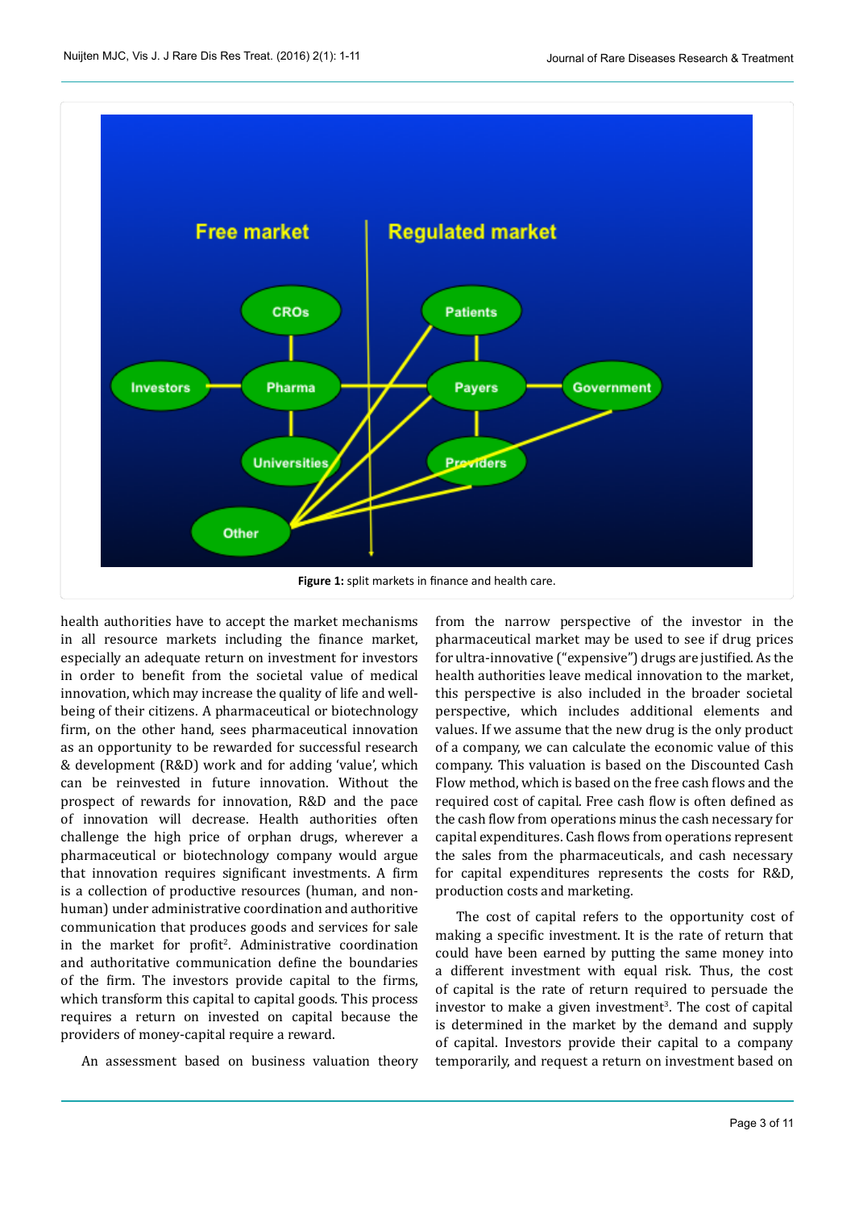Free market

Regulated market

CROs

Patients

Investors

Pharma

Payers

Government

Universities

Providers

Other

**Figure 1:** split markets in finance and health care.

health authorities have to accept the market mechanisms in all resource markets including the finance market, especially an adequate return on investment for investors in order to benefit from the societal value of medical innovation, which may increase the quality of life and well-being of their citizens. A pharmaceutical or biotechnology firm, on the other hand, sees pharmaceutical innovation as an opportunity to be rewarded for successful research & development (R&D) work and for adding 'value', which can be reinvested in future innovation. Without the prospect of rewards for innovation, R&D and the pace of innovation will decrease. Health authorities often challenge the high price of orphan drugs, wherever a pharmaceutical or biotechnology company would argue that innovation requires significant investments. A firm is a collection of productive resources (human, and non-human) under administrative coordination and authoritive communication that produces goods and services for sale in the market for profit[2]. Administrative coordination and authoritative communication define the boundaries of the firm. The investors provide capital to the firms, which transform this capital to capital goods. This process requires a return on invested on capital because the providers of money-capital require a reward.

An assessment based on business valuation theory from the narrow perspective of the investor in the pharmaceutical market may be used to see if drug prices for ultra-innovative ("expensive") drugs are justified. As the health authorities leave medical innovation to the market, this perspective is also included in the broader societal perspective, which includes additional elements and values. If we assume that the new drug is the only product of a company, we can calculate the economic value of this company. This valuation is based on the Discounted Cash Flow method, which is based on the free cash flows and the required cost of capital. Free cash flow is often defined as the cash flow from operations minus the cash necessary for capital expenditures. Cash flows from operations represent the sales from the pharmaceuticals, and cash necessary for capital expenditures represents the costs for R&D, production costs and marketing.

The cost of capital refers to the opportunity cost of making a specific investment. It is the rate of return that could have been earned by putting the same money into a different investment with equal risk. Thus, the cost of capital is the rate of return required to persuade the investor to make a given investment[3]. The cost of capital is determined in the market by the demand and supply of capital. Investors provide their capital to a company temporarily, and request a return on investment based on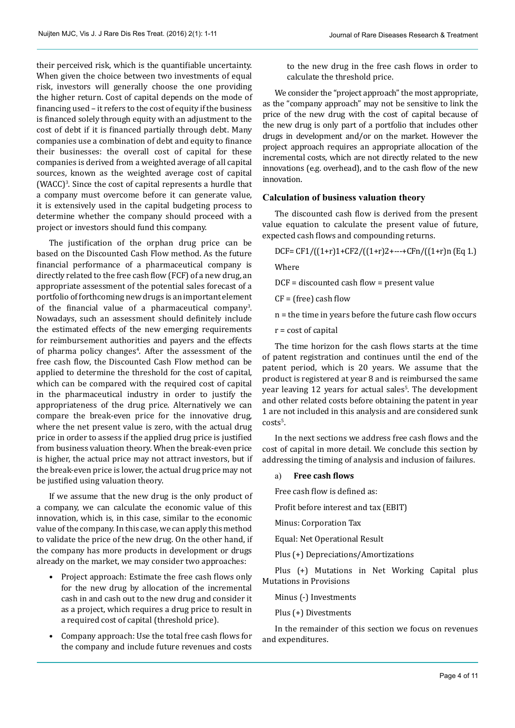their perceived risk, which is the quantifiable uncertainty. When given the choice between two investments of equal risk, investors will generally choose the one providing the higher return. Cost of capital depends on the mode of financing used – it refers to the cost of equity if the business is financed solely through equity with an adjustment to the cost of debt if it is financed partially through debt. Many companies use a combination of debt and equity to finance their businesses: the overall cost of capital for these companies is derived from a weighted average of all capital sources, known as the weighted average cost of capital (WACC)[3]. Since the cost of capital represents a hurdle that a company must overcome before it can generate value, it is extensively used in the capital budgeting process to determine whether the company should proceed with a project or investors should fund this company.

The justification of the orphan drug price can be based on the Discounted Cash Flow method. As the future financial performance of a pharmaceutical company is directly related to the free cash flow (FCF) of a new drug, an appropriate assessment of the potential sales forecast of a portfolio of forthcoming new drugs is an important element of the financial value of a pharmaceutical company[3]. Nowadays, such an assessment should definitely include the estimated effects of the new emerging requirements for reimbursement authorities and payers and the effects of pharma policy changes[4]. After the assessment of the free cash flow, the Discounted Cash Flow method can be applied to determine the threshold for the cost of capital, which can be compared with the required cost of capital in the pharmaceutical industry in order to justify the appropriateness of the drug price. Alternatively we can compare the break-even price for the innovative drug, where the net present value is zero, with the actual drug price in order to assess if the applied drug price is justified from business valuation theory. When the break-even price is higher, the actual price may not attract investors, but if the break-even price is lower, the actual drug price may not be justified using valuation theory.

If we assume that the new drug is the only product of a company, we can calculate the economic value of this innovation, which is, in this case, similar to the economic value of the company. In this case, we can apply this method to validate the price of the new drug. On the other hand, if the company has more products in development or drugs already on the market, we may consider two approaches:

- Project approach: Estimate the free cash flows only for the new drug by allocation of the incremental cash in and cash out to the new drug and consider it as a project, which requires a drug price to result in a required cost of capital (threshold price).
- Company approach: Use the total free cash flows for the company and include future revenues and costs to the new drug in the free cash flows in order to calculate the threshold price.

We consider the "project approach" the most appropriate, as the "company approach" may not be sensitive to link the price of the new drug with the cost of capital because of the new drug is only part of a portfolio that includes other drugs in development and/or on the market. However the project approach requires an appropriate allocation of the incremental costs, which are not directly related to the new innovations (e.g. overhead), and to the cash flow of the new innovation.

### Calculation of business valuation theory

The discounted cash flow is derived from the present value equation to calculate the present value of future, expected cash flows and compounding returns.

$$DCF = CF1/((1+r)1 + CF2/((1+r)2 + \cdots + CFn/((1+r)n \quad \text{(Eq 1.)}$$

Where

DCF = discounted cash flow = present value

CF = (free) cash flow

n = the time in years before the future cash flow occurs

r = cost of capital

The time horizon for the cash flows starts at the time of patent registration and continues until the end of the patent period, which is 20 years. We assume that the product is registered at year 8 and is reimbursed the same year leaving 12 years for actual sales[5]. The development and other related costs before obtaining the patent in year 1 are not included in this analysis and are considered sunk costs[5].

In the next sections we address free cash flows and the cost of capital in more detail. We conclude this section by addressing the timing of analysis and inclusion of failures.

a) **Free cash flows**

Free cash flow is defined as:

Profit before interest and tax (EBIT)

Minus: Corporation Tax

Equal: Net Operational Result

Plus (+) Depreciations/Amortizations

Plus (+) Mutations in Net Working Capital plus Mutations in Provisions

Minus (-) Investments

Plus (+) Divestments

In the remainder of this section we focus on revenues and expenditures.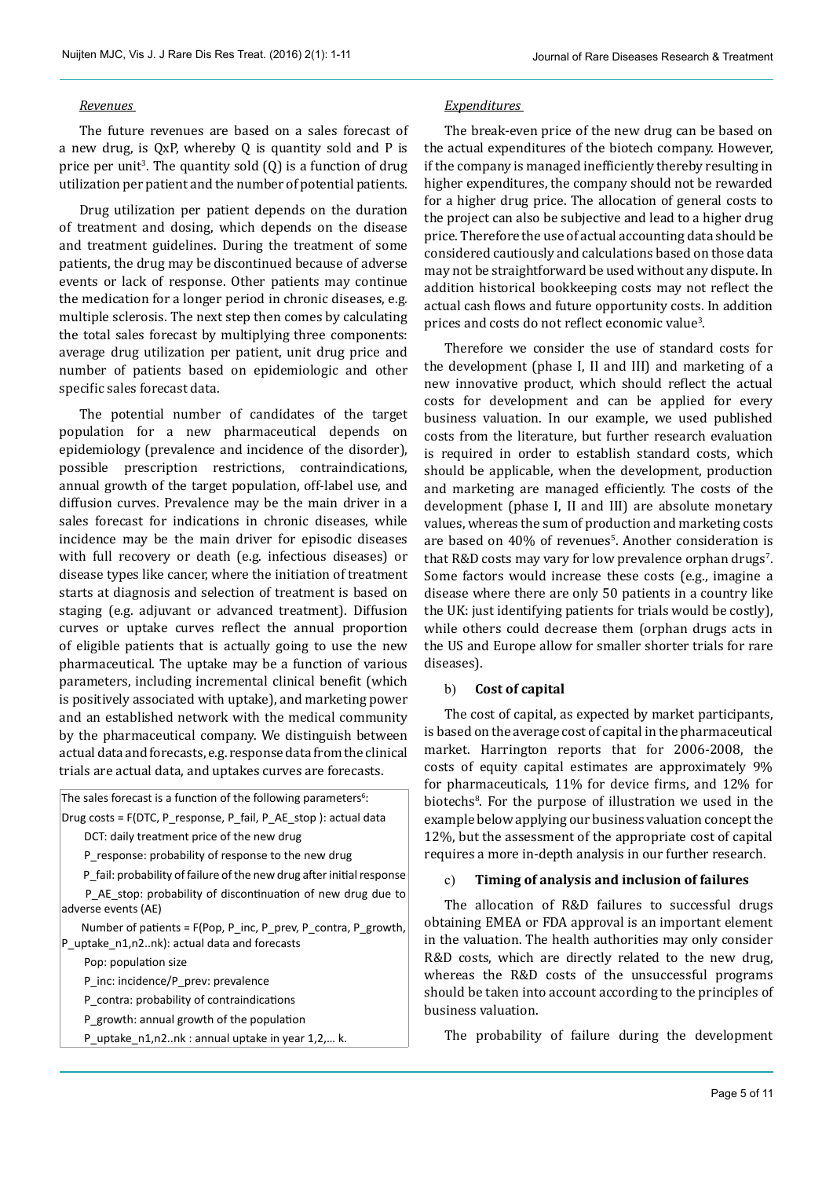*Revenues*

The future revenues are based on a sales forecast of a new drug, is QxP, whereby Q is quantity sold and P is price per unit[3]. The quantity sold (Q) is a function of drug utilization per patient and the number of potential patients.

Drug utilization per patient depends on the duration of treatment and dosing, which depends on the disease and treatment guidelines. During the treatment of some patients, the drug may be discontinued because of adverse events or lack of response. Other patients may continue the medication for a longer period in chronic diseases, e.g. multiple sclerosis. The next step then comes by calculating the total sales forecast by multiplying three components: average drug utilization per patient, unit drug price and number of patients based on epidemiologic and other specific sales forecast data.

The potential number of candidates of the target population for a new pharmaceutical depends on epidemiology (prevalence and incidence of the disorder), possible prescription restrictions, contraindications, annual growth of the target population, off-label use, and diffusion curves. Prevalence may be the main driver in a sales forecast for indications in chronic diseases, while incidence may be the main driver for episodic diseases with full recovery or death (e.g. infectious diseases) or disease types like cancer, where the initiation of treatment starts at diagnosis and selection of treatment is based on staging (e.g. adjuvant or advanced treatment). Diffusion curves or uptake curves reflect the annual proportion of eligible patients that is actually going to use the new pharmaceutical. The uptake may be a function of various parameters, including incremental clinical benefit (which is positively associated with uptake), and marketing power and an established network with the medical community by the pharmaceutical company. We distinguish between actual data and forecasts, e.g. response data from the clinical trials are actual data, and uptakes curves are forecasts.

The sales forecast is a function of the following parameters[6]:

Drug costs = F(DTC, P_response, P_fail, P_AE_stop ): actual data

- DCT: daily treatment price of the new drug
- P_response: probability of response to the new drug
- P_fail: probability of failure of the new drug after initial response
- P_AE_stop: probability of discontinuation of new drug due to adverse events (AE)

Number of patients = F(Pop, P_inc, P_prev, P_contra, P_growth, P_uptake_n1,n2..nk): actual data and forecasts

- Pop: population size
- P_inc: incidence/P_prev: prevalence
- P_contra: probability of contraindications
- P_growth: annual growth of the population
- P_uptake_n1,n2..nk : annual uptake in year 1,2,… k.

*Expenditures*

The break-even price of the new drug can be based on the actual expenditures of the biotech company. However, if the company is managed inefficiently thereby resulting in higher expenditures, the company should not be rewarded for a higher drug price. The allocation of general costs to the project can also be subjective and lead to a higher drug price. Therefore the use of actual accounting data should be considered cautiously and calculations based on those data may not be straightforward be used without any dispute. In addition historical bookkeeping costs may not reflect the actual cash flows and future opportunity costs. In addition prices and costs do not reflect economic value[3].

Therefore we consider the use of standard costs for the development (phase I, II and III) and marketing of a new innovative product, which should reflect the actual costs for development and can be applied for every business valuation. In our example, we used published costs from the literature, but further research evaluation is required in order to establish standard costs, which should be applicable, when the development, production and marketing are managed efficiently. The costs of the development (phase I, II and III) are absolute monetary values, whereas the sum of production and marketing costs are based on 40% of revenues[5]. Another consideration is that R&D costs may vary for low prevalence orphan drugs[7]. Some factors would increase these costs (e.g., imagine a disease where there are only 50 patients in a country like the UK: just identifying patients for trials would be costly), while others could decrease them (orphan drugs acts in the US and Europe allow for smaller shorter trials for rare diseases).

b) **Cost of capital**

The cost of capital, as expected by market participants, is based on the average cost of capital in the pharmaceutical market. Harrington reports that for 2006-2008, the costs of equity capital estimates are approximately 9% for pharmaceuticals, 11% for device firms, and 12% for biotechs[8]. For the purpose of illustration we used in the example below applying our business valuation concept the 12%, but the assessment of the appropriate cost of capital requires a more in-depth analysis in our further research.

c) **Timing of analysis and inclusion of failures**

The allocation of R&D failures to successful drugs obtaining EMEA or FDA approval is an important element in the valuation. The health authorities may only consider R&D costs, which are directly related to the new drug, whereas the R&D costs of the unsuccessful programs should be taken into account according to the principles of business valuation.

The probability of failure during the development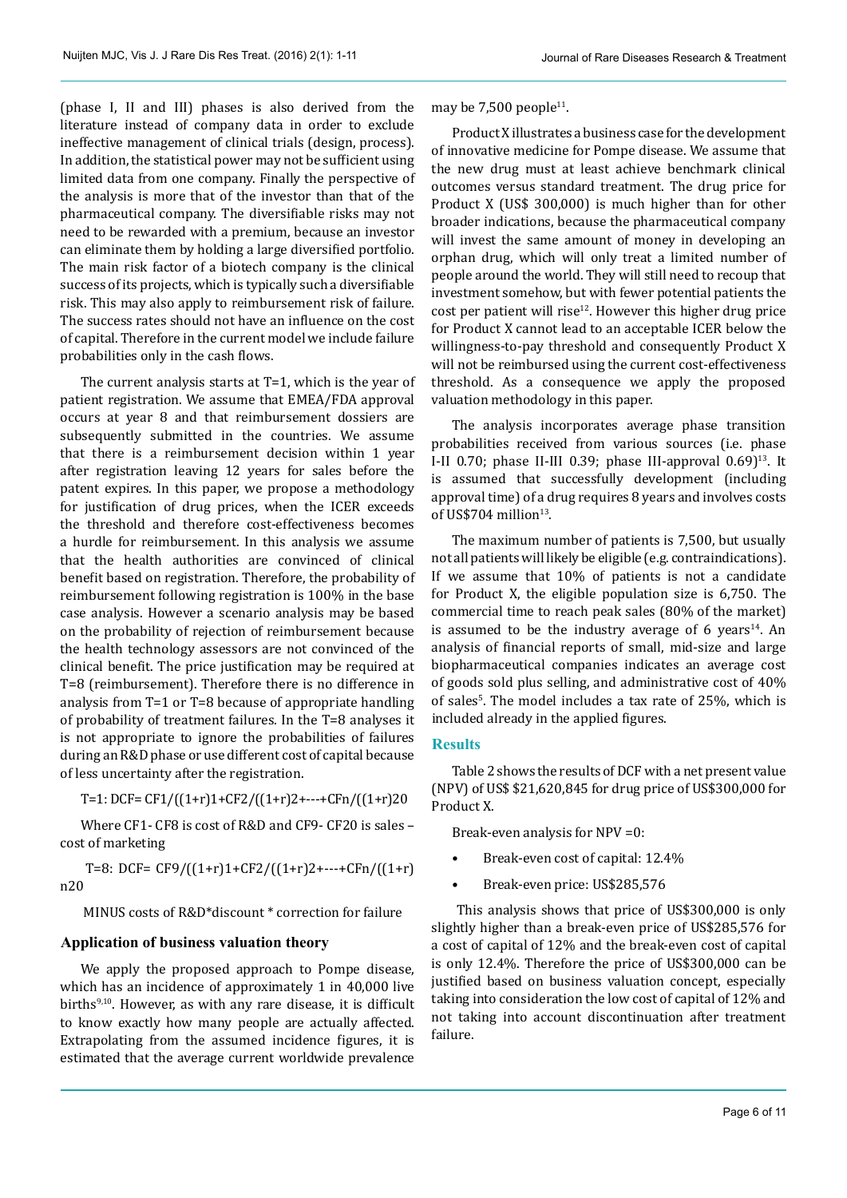(phase I, II and III) phases is also derived from the literature instead of company data in order to exclude ineffective management of clinical trials (design, process). In addition, the statistical power may not be sufficient using limited data from one company. Finally the perspective of the analysis is more that of the investor than that of the pharmaceutical company. The diversifiable risks may not need to be rewarded with a premium, because an investor can eliminate them by holding a large diversified portfolio. The main risk factor of a biotech company is the clinical success of its projects, which is typically such a diversifiable risk. This may also apply to reimbursement risk of failure. The success rates should not have an influence on the cost of capital. Therefore in the current model we include failure probabilities only in the cash flows.

The current analysis starts at T=1, which is the year of patient registration. We assume that EMEA/FDA approval occurs at year 8 and that reimbursement dossiers are subsequently submitted in the countries. We assume that there is a reimbursement decision within 1 year after registration leaving 12 years for sales before the patent expires. In this paper, we propose a methodology for justification of drug prices, when the ICER exceeds the threshold and therefore cost-effectiveness becomes a hurdle for reimbursement. In this analysis we assume that the health authorities are convinced of clinical benefit based on registration. Therefore, the probability of reimbursement following registration is 100% in the base case analysis. However a scenario analysis may be based on the probability of rejection of reimbursement because the health technology assessors are not convinced of the clinical benefit. The price justification may be required at T=8 (reimbursement). Therefore there is no difference in analysis from T=1 or T=8 because of appropriate handling of probability of treatment failures. In the T=8 analyses it is not appropriate to ignore the probabilities of failures during an R&D phase or use different cost of capital because of less uncertainty after the registration.

T=1: DCF= CF1/((1+r)1+CF2/((1+r)2+---+CFn/((1+r)20

Where CF1- CF8 is cost of R&D and CF9- CF20 is sales – cost of marketing

T=8: DCF= CF9/((1+r)1+CF2/((1+r)2+---+CFn/((1+r) n20

MINUS costs of R&D*discount * correction for failure

### Application of business valuation theory

We apply the proposed approach to Pompe disease, which has an incidence of approximately 1 in 40,000 live births[9,10]. However, as with any rare disease, it is difficult to know exactly how many people are actually affected. Extrapolating from the assumed incidence figures, it is estimated that the average current worldwide prevalence may be 7,500 people[11].

Product X illustrates a business case for the development of innovative medicine for Pompe disease. We assume that the new drug must at least achieve benchmark clinical outcomes versus standard treatment. The drug price for Product X (US$ 300,000) is much higher than for other broader indications, because the pharmaceutical company will invest the same amount of money in developing an orphan drug, which will only treat a limited number of people around the world. They will still need to recoup that investment somehow, but with fewer potential patients the cost per patient will rise[12]. However this higher drug price for Product X cannot lead to an acceptable ICER below the willingness-to-pay threshold and consequently Product X will not be reimbursed using the current cost-effectiveness threshold. As a consequence we apply the proposed valuation methodology in this paper.

The analysis incorporates average phase transition probabilities received from various sources (i.e. phase I-II 0.70; phase II-III 0.39; phase III-approval 0.69)[13]. It is assumed that successfully development (including approval time) of a drug requires 8 years and involves costs of US$704 million[13].

The maximum number of patients is 7,500, but usually not all patients will likely be eligible (e.g. contraindications). If we assume that 10% of patients is not a candidate for Product X, the eligible population size is 6,750. The commercial time to reach peak sales (80% of the market) is assumed to be the industry average of 6 years[14]. An analysis of financial reports of small, mid-size and large biopharmaceutical companies indicates an average cost of goods sold plus selling, and administrative cost of 40% of sales[5]. The model includes a tax rate of 25%, which is included already in the applied figures.

## Results

Table 2 shows the results of DCF with a net present value (NPV) of US$ 21,620,845 for drug price of US$300,000 for Product X.

Break-even analysis for NPV =0:

- Break-even cost of capital: 12.4%
- Break-even price: US$285,576

This analysis shows that price of US$300,000 is only slightly higher than a break-even price of US$285,576 for a cost of capital of 12% and the break-even cost of capital is only 12.4%. Therefore the price of US$300,000 can be justified based on business valuation concept, especially taking into consideration the low cost of capital of 12% and not taking into account discontinuation after treatment failure.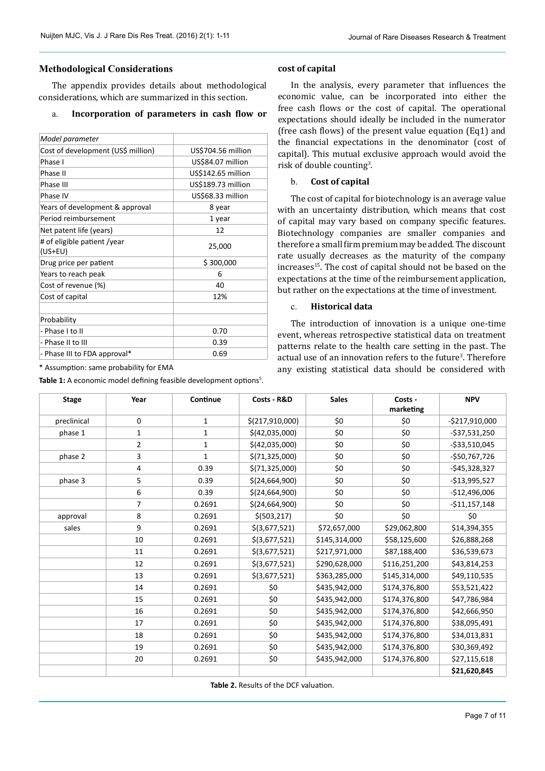## Methodological Considerations

The appendix provides details about methodological considerations, which are summarized in this section.

a. **Incorporation of parameters in cash flow or cost of capital**

| Model parameter | |
|---|---|
| Cost of development (US$ million) | US$704.56 million |
| Phase I | US$84.07 million |
| Phase II | US$142.65 million |
| Phase III | US$189.73 million |
| Phase IV | US$68.33 million |
| Years of development & approval | 8 year |
| Period reimbursement | 1 year |
| Net patent life (years) | 12 |
| # of eligible patient /year (US+EU) | 25,000 |
| Drug price per patient | $ 300,000 |
| Years to reach peak | 6 |
| Cost of revenue (%) | 40 |
| Cost of capital | 12% |
| | |
| Probability | |
| - Phase I to II | 0.70 |
| - Phase II to III | 0.39 |
| - Phase III to FDA approval* | 0.69 |

* Assumption: same probability for EMA

**Table 1:** A economic model defining feasible development options[5].

In the analysis, every parameter that influences the economic value, can be incorporated into either the free cash flows or the cost of capital. The operational expectations should ideally be included in the numerator (free cash flows) of the present value equation (Eq1) and the financial expectations in the denominator (cost of capital). This mutual exclusive approach would avoid the risk of double counting[3].

b. **Cost of capital**

The cost of capital for biotechnology is an average value with an uncertainty distribution, which means that cost of capital may vary based on company specific features. Biotechnology companies are smaller companies and therefore a small firm premium may be added. The discount rate usually decreases as the maturity of the company increases[15]. The cost of capital should not be based on the expectations at the time of the reimbursement application, but rather on the expectations at the time of investment.

c. **Historical data**

The introduction of innovation is a unique one-time event, whereas retrospective statistical data on treatment patterns relate to the health care setting in the past. The actual use of an innovation refers to the future[3]. Therefore any existing statistical data should be considered with

| Stage | Year | Continue | Costs - R&D | Sales | Costs - marketing | NPV |
|---|---|---|---|---|---|---|
| preclinical | 0 | 1 | $(217,910,000) | $0 | $0 | -$217,910,000 |
| phase 1 | 1 | 1 | $(42,035,000) | $0 | $0 | -$37,531,250 |
| | 2 | 1 | $(42,035,000) | $0 | $0 | -$33,510,045 |
| phase 2 | 3 | 1 | $(71,325,000) | $0 | $0 | -$50,767,726 |
| | 4 | 0.39 | $(71,325,000) | $0 | $0 | -$45,328,327 |
| phase 3 | 5 | 0.39 | $(24,664,900) | $0 | $0 | -$13,995,527 |
| | 6 | 0.39 | $(24,664,900) | $0 | $0 | -$12,496,006 |
| | 7 | 0.2691 | $(24,664,900) | $0 | $0 | -$11,157,148 |
| approval | 8 | 0.2691 | $(503,217) | $0 | $0 | $0 |
| sales | 9 | 0.2691 | $(3,677,521) | $72,657,000 | $29,062,800 | $14,394,355 |
| | 10 | 0.2691 | $(3,677,521) | $145,314,000 | $58,125,600 | $26,888,268 |
| | 11 | 0.2691 | $(3,677,521) | $217,971,000 | $87,188,400 | $36,539,673 |
| | 12 | 0.2691 | $(3,677,521) | $290,628,000 | $116,251,200 | $43,814,253 |
| | 13 | 0.2691 | $(3,677,521) | $363,285,000 | $145,314,000 | $49,110,535 |
| | 14 | 0.2691 | $0 | $435,942,000 | $174,376,800 | $53,521,422 |
| | 15 | 0.2691 | $0 | $435,942,000 | $174,376,800 | $47,786,984 |
| | 16 | 0.2691 | $0 | $435,942,000 | $174,376,800 | $42,666,950 |
| | 17 | 0.2691 | $0 | $435,942,000 | $174,376,800 | $38,095,491 |
| | 18 | 0.2691 | $0 | $435,942,000 | $174,376,800 | $34,013,831 |
| | 19 | 0.2691 | $0 | $435,942,000 | $174,376,800 | $30,369,492 |
| | 20 | 0.2691 | $0 | $435,942,000 | $174,376,800 | $27,115,618 |
| | | | | | | **$21,620,845** |

**Table 2.** Results of the DCF valuation.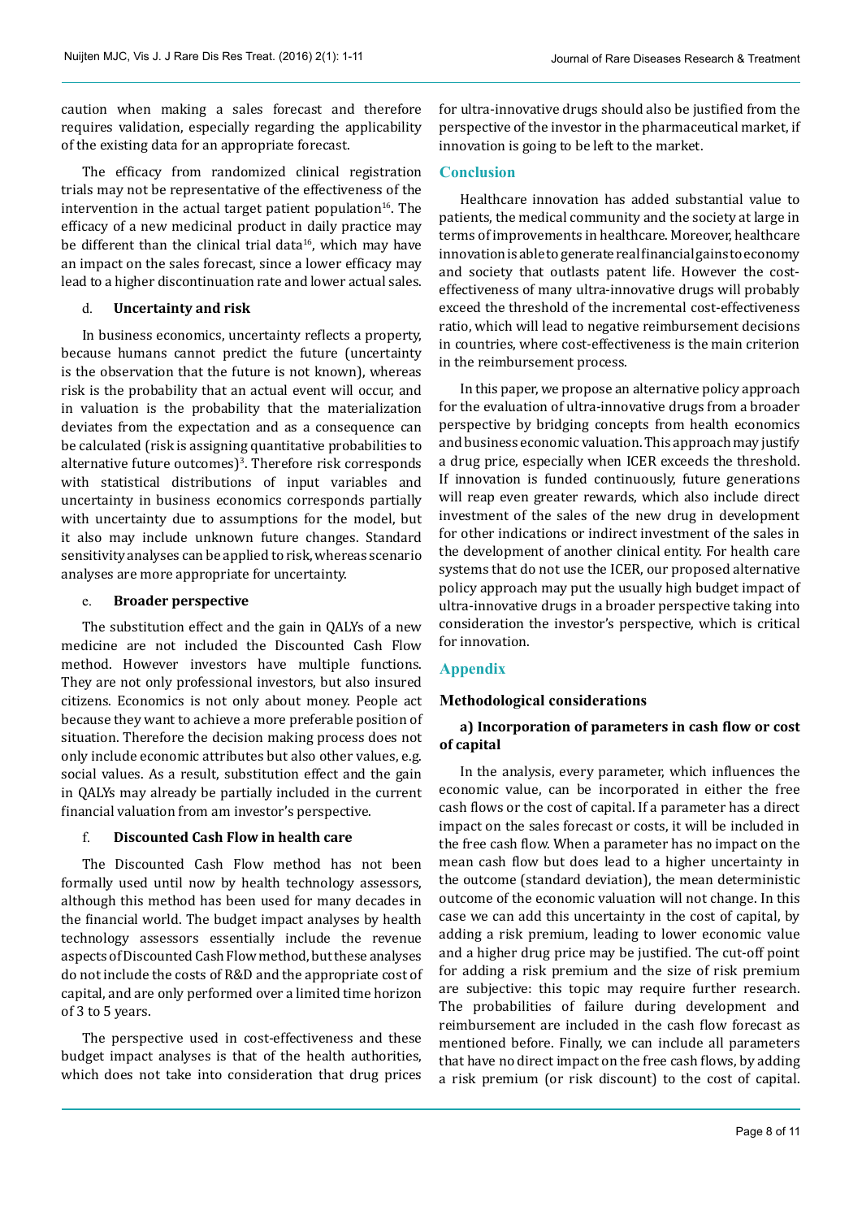caution when making a sales forecast and therefore requires validation, especially regarding the applicability of the existing data for an appropriate forecast.

The efficacy from randomized clinical registration trials may not be representative of the effectiveness of the intervention in the actual target patient population[16]. The efficacy of a new medicinal product in daily practice may be different than the clinical trial data[16], which may have an impact on the sales forecast, since a lower efficacy may lead to a higher discontinuation rate and lower actual sales.

d. **Uncertainty and risk**

In business economics, uncertainty reflects a property, because humans cannot predict the future (uncertainty is the observation that the future is not known), whereas risk is the probability that an actual event will occur, and in valuation is the probability that the materialization deviates from the expectation and as a consequence can be calculated (risk is assigning quantitative probabilities to alternative future outcomes)[3]. Therefore risk corresponds with statistical distributions of input variables and uncertainty in business economics corresponds partially with uncertainty due to assumptions for the model, but it also may include unknown future changes. Standard sensitivity analyses can be applied to risk, whereas scenario analyses are more appropriate for uncertainty.

e. **Broader perspective**

The substitution effect and the gain in QALYs of a new medicine are not included the Discounted Cash Flow method. However investors have multiple functions. They are not only professional investors, but also insured citizens. Economics is not only about money. People act because they want to achieve a more preferable position of situation. Therefore the decision making process does not only include economic attributes but also other values, e.g. social values. As a result, substitution effect and the gain in QALYs may already be partially included in the current financial valuation from am investor's perspective.

f. **Discounted Cash Flow in health care**

The Discounted Cash Flow method has not been formally used until now by health technology assessors, although this method has been used for many decades in the financial world. The budget impact analyses by health technology assessors essentially include the revenue aspects of Discounted Cash Flow method, but these analyses do not include the costs of R&D and the appropriate cost of capital, and are only performed over a limited time horizon of 3 to 5 years.

The perspective used in cost-effectiveness and these budget impact analyses is that of the health authorities, which does not take into consideration that drug prices for ultra-innovative drugs should also be justified from the perspective of the investor in the pharmaceutical market, if innovation is going to be left to the market.

## Conclusion

Healthcare innovation has added substantial value to patients, the medical community and the society at large in terms of improvements in healthcare. Moreover, healthcare innovation is able to generate real financial gains to economy and society that outlasts patent life. However the cost-effectiveness of many ultra-innovative drugs will probably exceed the threshold of the incremental cost-effectiveness ratio, which will lead to negative reimbursement decisions in countries, where cost-effectiveness is the main criterion in the reimbursement process.

In this paper, we propose an alternative policy approach for the evaluation of ultra-innovative drugs from a broader perspective by bridging concepts from health economics and business economic valuation. This approach may justify a drug price, especially when ICER exceeds the threshold. If innovation is funded continuously, future generations will reap even greater rewards, which also include direct investment of the sales of the new drug in development for other indications or indirect investment of the sales in the development of another clinical entity. For health care systems that do not use the ICER, our proposed alternative policy approach may put the usually high budget impact of ultra-innovative drugs in a broader perspective taking into consideration the investor's perspective, which is critical for innovation.

## Appendix

### Methodological considerations

#### a) Incorporation of parameters in cash flow or cost of capital

In the analysis, every parameter, which influences the economic value, can be incorporated in either the free cash flows or the cost of capital. If a parameter has a direct impact on the sales forecast or costs, it will be included in the free cash flow. When a parameter has no impact on the mean cash flow but does lead to a higher uncertainty in the outcome (standard deviation), the mean deterministic outcome of the economic valuation will not change. In this case we can add this uncertainty in the cost of capital, by adding a risk premium, leading to lower economic value and a higher drug price may be justified. The cut-off point for adding a risk premium and the size of risk premium are subjective: this topic may require further research. The probabilities of failure during development and reimbursement are included in the cash flow forecast as mentioned before. Finally, we can include all parameters that have no direct impact on the free cash flows, by adding a risk premium (or risk discount) to the cost of capital.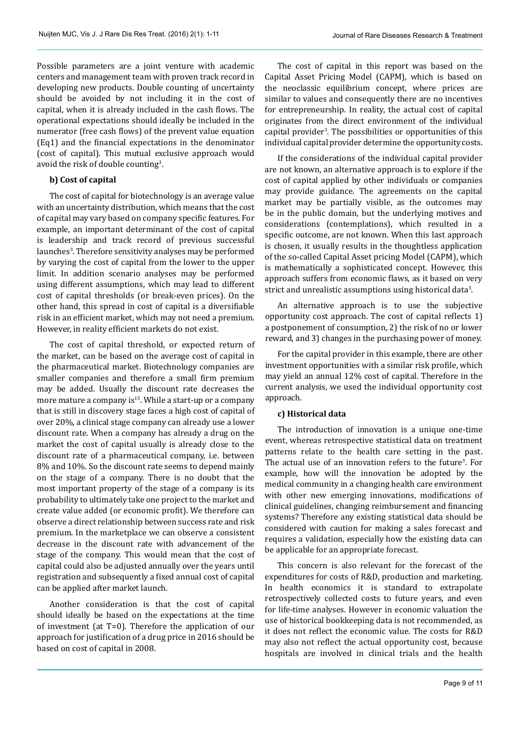Possible parameters are a joint venture with academic centers and management team with proven track record in developing new products. Double counting of uncertainty should be avoided by not including it in the cost of capital, when it is already included in the cash flows. The operational expectations should ideally be included in the numerator (free cash flows) of the prevent value equation (Eq1) and the financial expectations in the denominator (cost of capital). This mutual exclusive approach would avoid the risk of double counting[3].

**b) Cost of capital**

The cost of capital for biotechnology is an average value with an uncertainty distribution, which means that the cost of capital may vary based on company specific features. For example, an important determinant of the cost of capital is leadership and track record of previous successful launches[3]. Therefore sensitivity analyses may be performed by varying the cost of capital from the lower to the upper limit. In addition scenario analyses may be performed using different assumptions, which may lead to different cost of capital thresholds (or break-even prices). On the other hand, this spread in cost of capital is a diversifiable risk in an efficient market, which may not need a premium. However, in reality efficient markets do not exist.

The cost of capital threshold, or expected return of the market, can be based on the average cost of capital in the pharmaceutical market. Biotechnology companies are smaller companies and therefore a small firm premium may be added. Usually the discount rate decreases the more mature a company is[15]. While a start-up or a company that is still in discovery stage faces a high cost of capital of over 20%, a clinical stage company can already use a lower discount rate. When a company has already a drug on the market the cost of capital usually is already close to the discount rate of a pharmaceutical company, i.e. between 8% and 10%. So the discount rate seems to depend mainly on the stage of a company. There is no doubt that the most important property of the stage of a company is its probability to ultimately take one project to the market and create value added (or economic profit). We therefore can observe a direct relationship between success rate and risk premium. In the marketplace we can observe a consistent decrease in the discount rate with advancement of the stage of the company. This would mean that the cost of capital could also be adjusted annually over the years until registration and subsequently a fixed annual cost of capital can be applied after market launch.

Another consideration is that the cost of capital should ideally be based on the expectations at the time of investment (at T=0). Therefore the application of our approach for justification of a drug price in 2016 should be based on cost of capital in 2008.

The cost of capital in this report was based on the Capital Asset Pricing Model (CAPM), which is based on the neoclassic equilibrium concept, where prices are similar to values and consequently there are no incentives for entrepreneurship. In reality, the actual cost of capital originates from the direct environment of the individual capital provider[3]. The possibilities or opportunities of this individual capital provider determine the opportunity costs.

If the considerations of the individual capital provider are not known, an alternative approach is to explore if the cost of capital applied by other individuals or companies may provide guidance. The agreements on the capital market may be partially visible, as the outcomes may be in the public domain, but the underlying motives and considerations (contemplations), which resulted in a specific outcome, are not known. When this last approach is chosen, it usually results in the thoughtless application of the so-called Capital Asset pricing Model (CAPM), which is mathematically a sophisticated concept. However, this approach suffers from economic flaws, as it based on very strict and unrealistic assumptions using historical data[3].

An alternative approach is to use the subjective opportunity cost approach. The cost of capital reflects 1) a postponement of consumption, 2) the risk of no or lower reward, and 3) changes in the purchasing power of money.

For the capital provider in this example, there are other investment opportunities with a similar risk profile, which may yield an annual 12% cost of capital. Therefore in the current analysis, we used the individual opportunity cost approach.

**c) Historical data**

The introduction of innovation is a unique one-time event, whereas retrospective statistical data on treatment patterns relate to the health care setting in the past. The actual use of an innovation refers to the future[3]. For example, how will the innovation be adopted by the medical community in a changing health care environment with other new emerging innovations, modifications of clinical guidelines, changing reimbursement and financing systems? Therefore any existing statistical data should be considered with caution for making a sales forecast and requires a validation, especially how the existing data can be applicable for an appropriate forecast.

This concern is also relevant for the forecast of the expenditures for costs of R&D, production and marketing. In health economics it is standard to extrapolate retrospectively collected costs to future years, and even for life-time analyses. However in economic valuation the use of historical bookkeeping data is not recommended, as it does not reflect the economic value. The costs for R&D may also not reflect the actual opportunity cost, because hospitals are involved in clinical trials and the health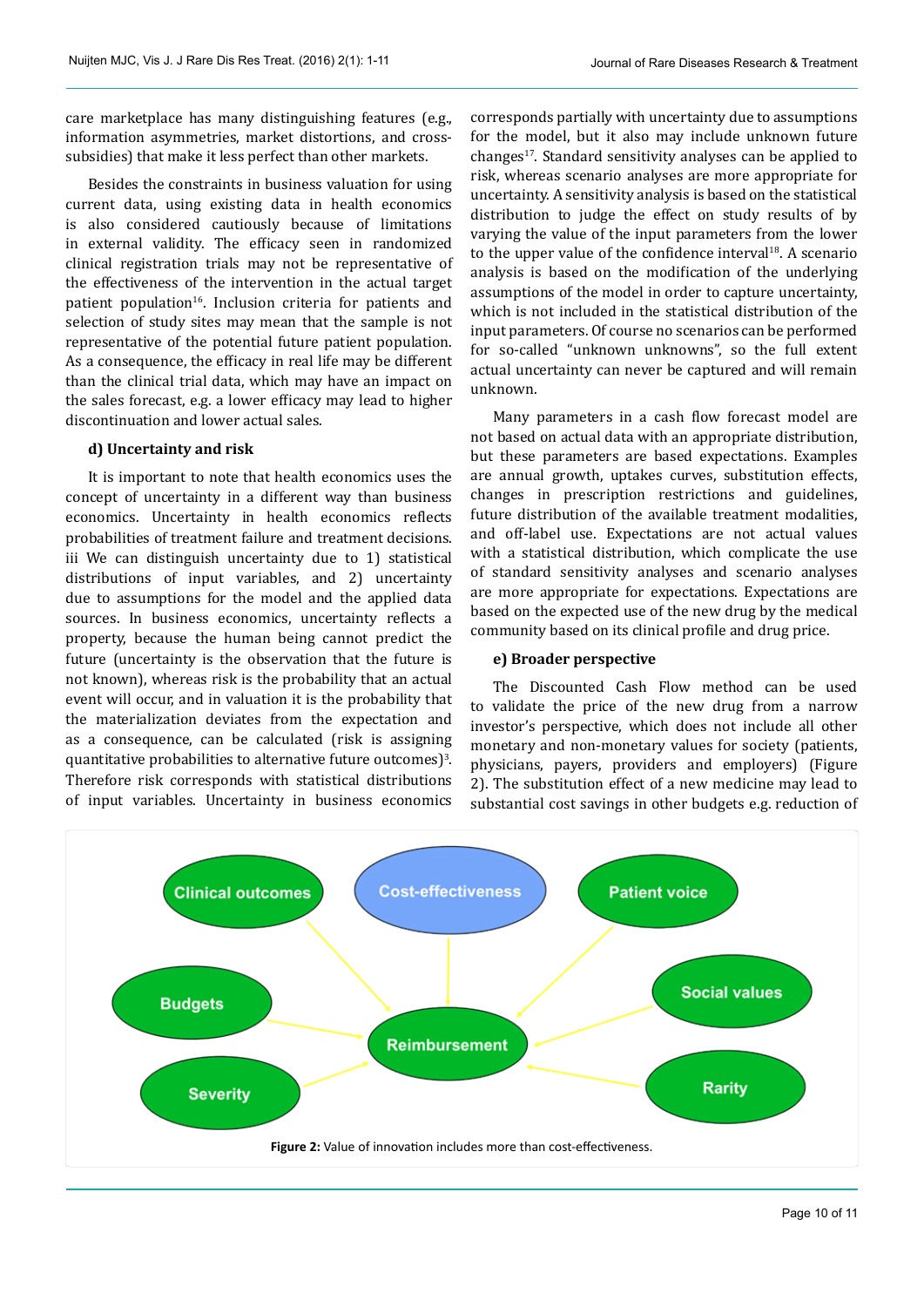care marketplace has many distinguishing features (e.g., information asymmetries, market distortions, and cross-subsidies) that make it less perfect than other markets.

Besides the constraints in business valuation for using current data, using existing data in health economics is also considered cautiously because of limitations in external validity. The efficacy seen in randomized clinical registration trials may not be representative of the effectiveness of the intervention in the actual target patient population[16]. Inclusion criteria for patients and selection of study sites may mean that the sample is not representative of the potential future patient population. As a consequence, the efficacy in real life may be different than the clinical trial data, which may have an impact on the sales forecast, e.g. a lower efficacy may lead to higher discontinuation and lower actual sales.

#### d) Uncertainty and risk

It is important to note that health economics uses the concept of uncertainty in a different way than business economics. Uncertainty in health economics reflects probabilities of treatment failure and treatment decisions. iii We can distinguish uncertainty due to 1) statistical distributions of input variables, and 2) uncertainty due to assumptions for the model and the applied data sources. In business economics, uncertainty reflects a property, because the human being cannot predict the future (uncertainty is the observation that the future is not known), whereas risk is the probability that an actual event will occur, and in valuation it is the probability that the materialization deviates from the expectation and as a consequence, can be calculated (risk is assigning quantitative probabilities to alternative future outcomes)[3]. Therefore risk corresponds with statistical distributions of input variables. Uncertainty in business economics corresponds partially with uncertainty due to assumptions for the model, but it also may include unknown future changes[17]. Standard sensitivity analyses can be applied to risk, whereas scenario analyses are more appropriate for uncertainty. A sensitivity analysis is based on the statistical distribution to judge the effect on study results of by varying the value of the input parameters from the lower to the upper value of the confidence interval[18]. A scenario analysis is based on the modification of the underlying assumptions of the model in order to capture uncertainty, which is not included in the statistical distribution of the input parameters. Of course no scenarios can be performed for so-called "unknown unknowns", so the full extent actual uncertainty can never be captured and will remain unknown.

Many parameters in a cash flow forecast model are not based on actual data with an appropriate distribution, but these parameters are based expectations. Examples are annual growth, uptakes curves, substitution effects, changes in prescription restrictions and guidelines, future distribution of the available treatment modalities, and off-label use. Expectations are not actual values with a statistical distribution, which complicate the use of standard sensitivity analyses and scenario analyses are more appropriate for expectations. Expectations are based on the expected use of the new drug by the medical community based on its clinical profile and drug price.

#### e) Broader perspective

The Discounted Cash Flow method can be used to validate the price of the new drug from a narrow investor's perspective, which does not include all other monetary and non-monetary values for society (patients, physicians, payers, providers and employers) (Figure 2). The substitution effect of a new medicine may lead to substantial cost savings in other budgets e.g. reduction of

Clinical outcomes
Cost-effectiveness
Patient voice
Budgets
Social values
Reimbursement
Severity
Rarity

**Figure 2:** Value of innovation includes more than cost-effectiveness.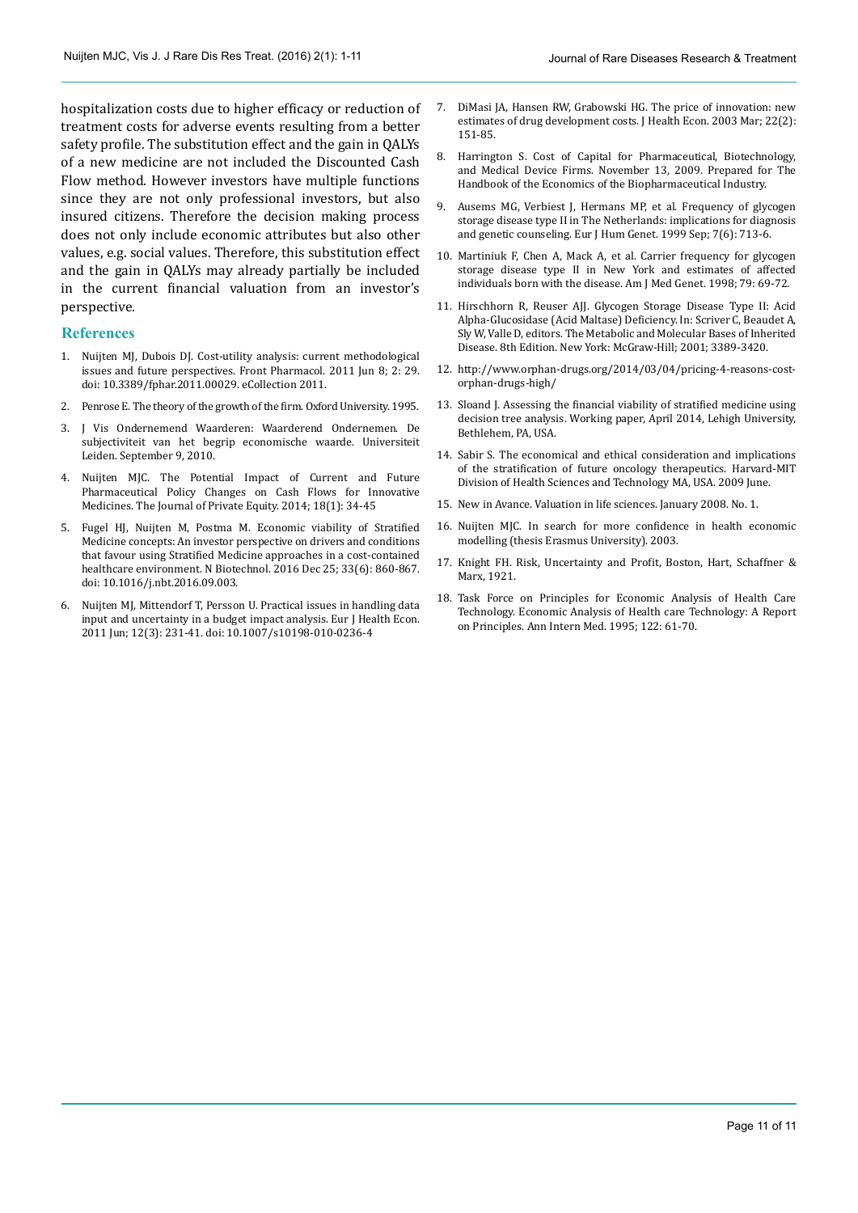hospitalization costs due to higher efficacy or reduction of treatment costs for adverse events resulting from a better safety profile. The substitution effect and the gain in QALYs of a new medicine are not included the Discounted Cash Flow method. However investors have multiple functions since they are not only professional investors, but also insured citizens. Therefore the decision making process does not only include economic attributes but also other values, e.g. social values. Therefore, this substitution effect and the gain in QALYs may already partially be included in the current financial valuation from an investor's perspective.

## References

1. Nuijten MJ, Dubois DJ. Cost-utility analysis: current methodological issues and future perspectives. Front Pharmacol. 2011 Jun 8; 2: 29. doi: 10.3389/fphar.2011.00029. eCollection 2011.
2. Penrose E. The theory of the growth of the firm. Oxford University. 1995.
3. J Vis Ondernemend Waarderen: Waarderend Ondernemen. De subjectiviteit van het begrip economische waarde. Universiteit Leiden. September 9, 2010.
4. Nuijten MJC. The Potential Impact of Current and Future Pharmaceutical Policy Changes on Cash Flows for Innovative Medicines. The Journal of Private Equity. 2014; 18(1): 34-45
5. Fugel HJ, Nuijten M, Postma M. Economic viability of Stratified Medicine concepts: An investor perspective on drivers and conditions that favour using Stratified Medicine approaches in a cost-contained healthcare environment. N Biotechnol. 2016 Dec 25; 33(6): 860-867. doi: 10.1016/j.nbt.2016.09.003.
6. Nuijten MJ, Mittendorf T, Persson U. Practical issues in handling data input and uncertainty in a budget impact analysis. Eur J Health Econ. 2011 Jun; 12(3): 231-41. doi: 10.1007/s10198-010-0236-4
7. DiMasi JA, Hansen RW, Grabowski HG. The price of innovation: new estimates of drug development costs. J Health Econ. 2003 Mar; 22(2): 151-85.
8. Harrington S. Cost of Capital for Pharmaceutical, Biotechnology, and Medical Device Firms. November 13, 2009. Prepared for The Handbook of the Economics of the Biopharmaceutical Industry.
9. Ausems MG, Verbiest J, Hermans MP, et al. Frequency of glycogen storage disease type II in The Netherlands: implications for diagnosis and genetic counseling. Eur J Hum Genet. 1999 Sep; 7(6): 713-6.
10. Martiniuk F, Chen A, Mack A, et al. Carrier frequency for glycogen storage disease type II in New York and estimates of affected individuals born with the disease. Am J Med Genet. 1998; 79: 69-72.
11. Hirschhorn R, Reuser AJJ. Glycogen Storage Disease Type II: Acid Alpha-Glucosidase (Acid Maltase) Deficiency. In: Scriver C, Beaudet A, Sly W, Valle D, editors. The Metabolic and Molecular Bases of Inherited Disease. 8th Edition. New York: McGraw-Hill; 2001; 3389-3420.
12. http://www.orphan-drugs.org/2014/03/04/pricing-4-reasons-cost-orphan-drugs-high/
13. Sloand J. Assessing the financial viability of stratified medicine using decision tree analysis. Working paper, April 2014, Lehigh University, Bethlehem, PA, USA.
14. Sabir S. The economical and ethical consideration and implications of the stratification of future oncology therapeutics. Harvard-MIT Division of Health Sciences and Technology MA, USA. 2009 June.
15. New in Avance. Valuation in life sciences. January 2008. No. 1.
16. Nuijten MJC. In search for more confidence in health economic modelling (thesis Erasmus University). 2003.
17. Knight FH. Risk, Uncertainty and Profit, Boston, Hart, Schaffner & Marx, 1921.
18. Task Force on Principles for Economic Analysis of Health Care Technology. Economic Analysis of Health care Technology: A Report on Principles. Ann Intern Med. 1995; 122: 61-70.